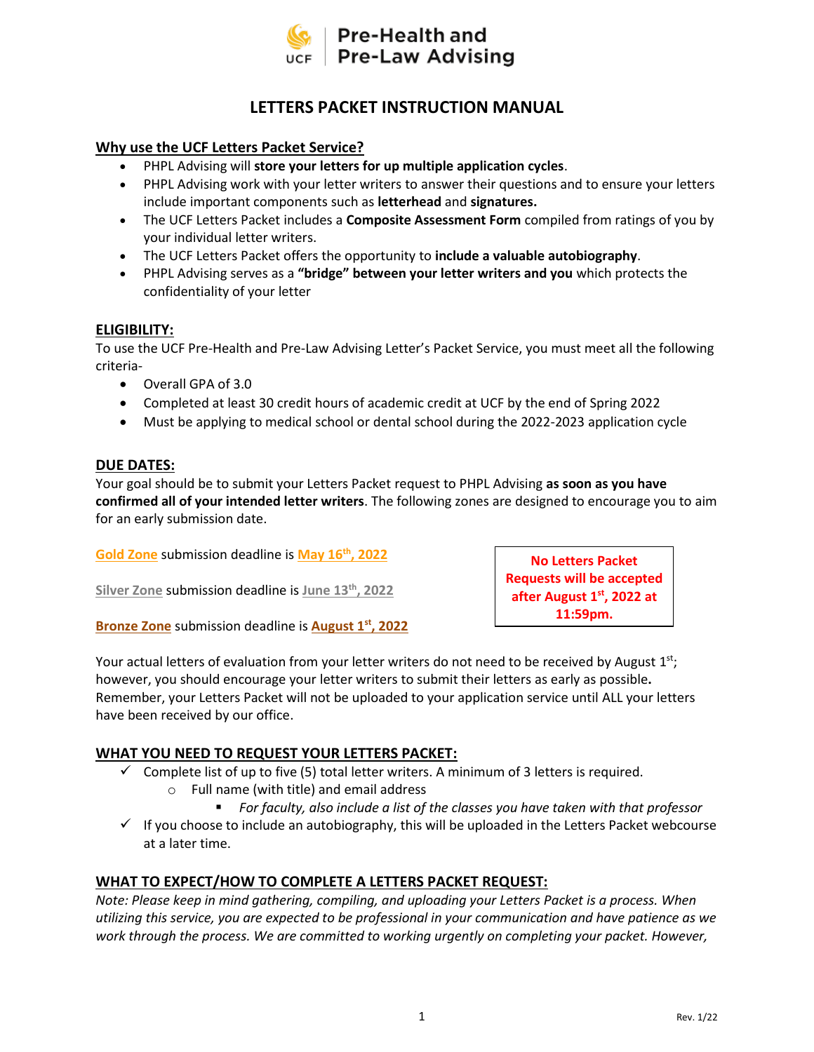**Pre-Health and Pre-Law Advising**

# LETTERS PACKET INSTRUCTION MANUAL

## Why use the UCF Letters Packet Service?

- PHPL Advising will **store your letters for up multiple application cycles**.
- PHPL Advising work with your letter writers to answer their questions and to ensure your letters include important components such as **letterhead** and **signatures.**
- The UCF Letters Packet includes a **Composite Assessment Form** compiled from ratings of you by your individual letter writers.
- The UCF Letters Packet offers the opportunity to **include a valuable autobiography**.
- PHPL Advising serves as a **"bridge" between your letter writers and you** which protects the confidentiality of your letter

## ELIGIBILITY:

To use the UCF Pre-Health and Pre-Law Advising Letter's Packet Service, you must meet all the following criteria-

- Overall GPA of 3.0
- Completed at least 30 credit hours of academic credit at UCF by the end of Spring 2022
- Must be applying to medical school or dental school during the 2022-2023 application cycle

## DUE DATES:

Your goal should be to submit your Letters Packet request to PHPL Advising **as soon as you have confirmed all of your intended letter writers**. The following zones are designed to encourage you to aim for an early submission date.

**Gold Zone** submission deadline is **May 16th, 2022**

**Silver Zone** submission deadline is **June 13th, 2022**

**Bronze Zone** submission deadline is **August 1st, 2022**

**No Letters Packet Requests will be accepted after August 1st, 2022 at 11:59pm.**

Your actual letters of evaluation from your letter writers do not need to be received by August 1st; however, you should encourage your letter writers to submit their letters as early as possible**.** Remember, your Letters Packet will not be uploaded to your application service until ALL your letters have been received by our office.

## WHAT YOU NEED TO REQUEST YOUR LETTERS PACKET:

- ✓ Complete list of up to five (5) total letter writers. A minimum of 3 letters is required.
  - Full name (with title) and email address
    - *For faculty, also include a list of the classes you have taken with that professor*
- ✓ If you choose to include an autobiography, this will be uploaded in the Letters Packet webcourse at a later time.

## WHAT TO EXPECT/HOW TO COMPLETE A LETTERS PACKET REQUEST:

*Note: Please keep in mind gathering, compiling, and uploading your Letters Packet is a process. When utilizing this service, you are expected to be professional in your communication and have patience as we work through the process. We are committed to working urgently on completing your packet. However,*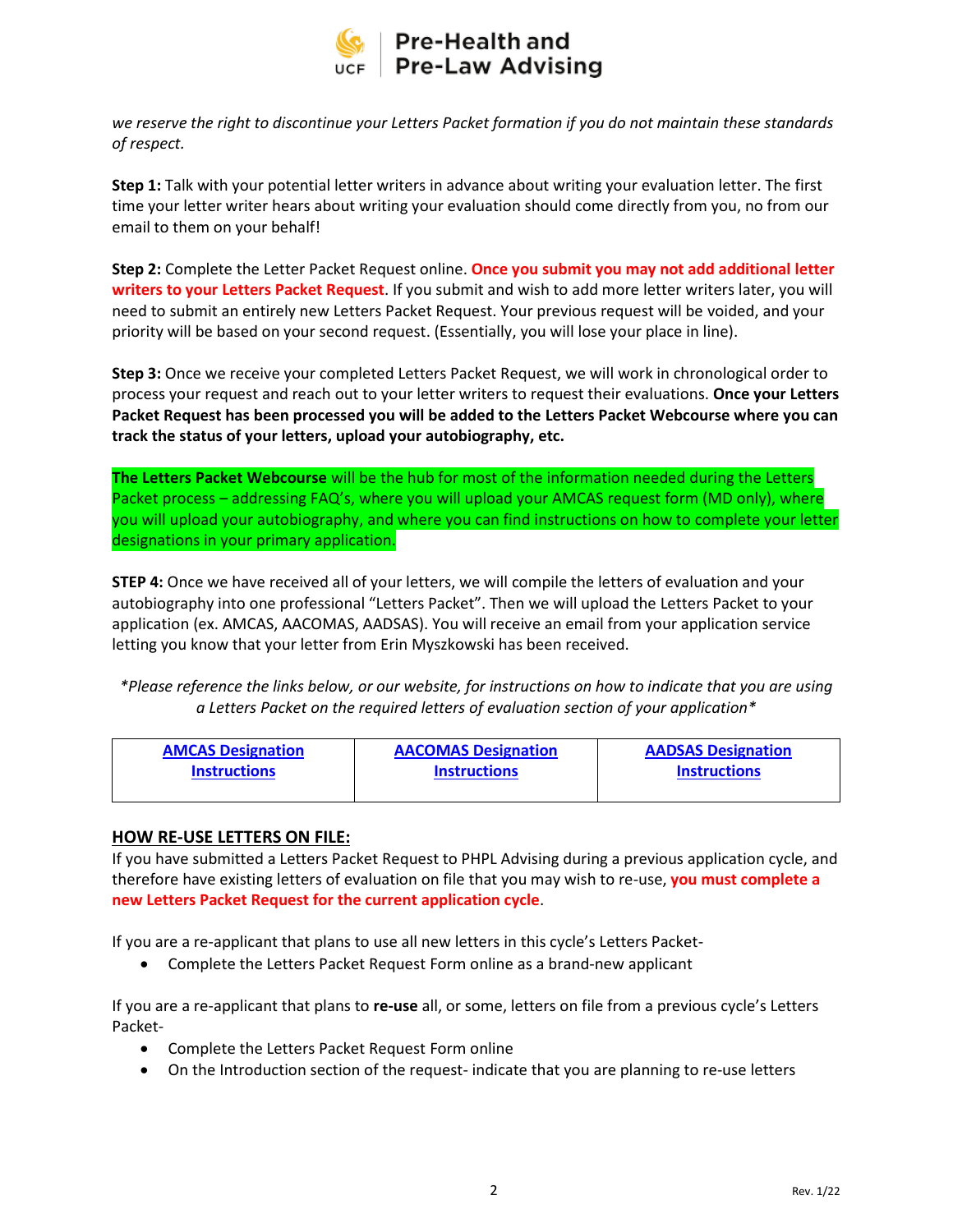*we reserve the right to discontinue your Letters Packet formation if you do not maintain these standards of respect.*

**Step 1:** Talk with your potential letter writers in advance about writing your evaluation letter. The first time your letter writer hears about writing your evaluation should come directly from you, no from our email to them on your behalf!

**Step 2:** Complete the Letter Packet Request online. **Once you submit you may not add additional letter writers to your Letters Packet Request**. If you submit and wish to add more letter writers later, you will need to submit an entirely new Letters Packet Request. Your previous request will be voided, and your priority will be based on your second request. (Essentially, you will lose your place in line).

**Step 3:** Once we receive your completed Letters Packet Request, we will work in chronological order to process your request and reach out to your letter writers to request their evaluations. **Once your Letters Packet Request has been processed you will be added to the Letters Packet Webcourse where you can track the status of your letters, upload your autobiography, etc.**

**The Letters Packet Webcourse** will be the hub for most of the information needed during the Letters Packet process – addressing FAQ's, where you will upload your AMCAS request form (MD only), where you will upload your autobiography, and where you can find instructions on how to complete your letter designations in your primary application.

**STEP 4:** Once we have received all of your letters, we will compile the letters of evaluation and your autobiography into one professional "Letters Packet". Then we will upload the Letters Packet to your application (ex. AMCAS, AACOMAS, AADSAS). You will receive an email from your application service letting you know that your letter from Erin Myszkowski has been received.

*\*Please reference the links below, or our website, for instructions on how to indicate that you are using a Letters Packet on the required letters of evaluation section of your application\**

| AMCAS Designation Instructions | AACOMAS Designation Instructions | AADSAS Designation Instructions |
|---|---|---|

## HOW RE-USE LETTERS ON FILE:

If you have submitted a Letters Packet Request to PHPL Advising during a previous application cycle, and therefore have existing letters of evaluation on file that you may wish to re-use, **you must complete a new Letters Packet Request for the current application cycle**.

If you are a re-applicant that plans to use all new letters in this cycle's Letters Packet-

- Complete the Letters Packet Request Form online as a brand-new applicant

If you are a re-applicant that plans to **re-use** all, or some, letters on file from a previous cycle's Letters Packet-

- Complete the Letters Packet Request Form online
- On the Introduction section of the request- indicate that you are planning to re-use letters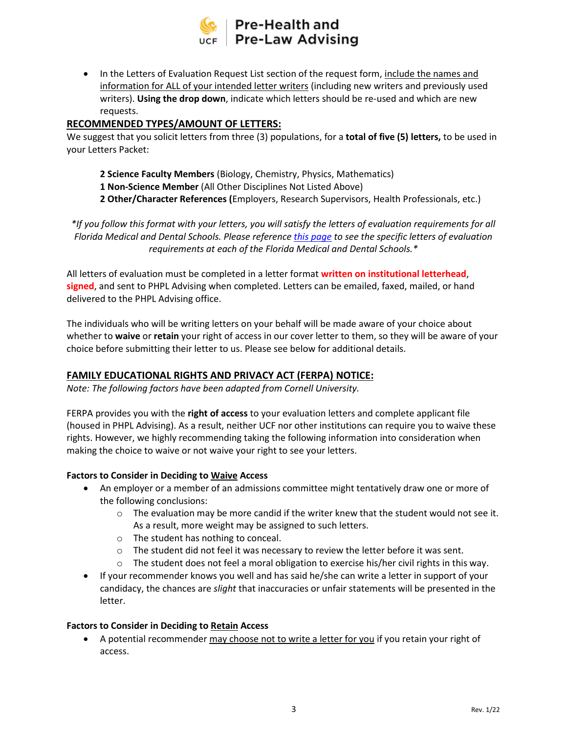- In the Letters of Evaluation Request List section of the request form, include the names and information for ALL of your intended letter writers (including new writers and previously used writers). **Using the drop down**, indicate which letters should be re-used and which are new requests.

## RECOMMENDED TYPES/AMOUNT OF LETTERS:

We suggest that you solicit letters from three (3) populations, for a **total of five (5) letters,** to be used in your Letters Packet:

**2 Science Faculty Members** (Biology, Chemistry, Physics, Mathematics)
**1 Non-Science Member** (All Other Disciplines Not Listed Above)
**2 Other/Character References (**Employers, Research Supervisors, Health Professionals, etc.)

**If you follow this format with your letters, you will satisfy the letters of evaluation requirements for all Florida Medical and Dental Schools. Please reference this page to see the specific letters of evaluation requirements at each of the Florida Medical and Dental Schools.**

All letters of evaluation must be completed in a letter format **written on institutional letterhead**, **signed**, and sent to PHPL Advising when completed. Letters can be emailed, faxed, mailed, or hand delivered to the PHPL Advising office.

The individuals who will be writing letters on your behalf will be made aware of your choice about whether to **waive** or **retain** your right of access in our cover letter to them, so they will be aware of your choice before submitting their letter to us. Please see below for additional details.

## FAMILY EDUCATIONAL RIGHTS AND PRIVACY ACT (FERPA) NOTICE:

*Note: The following factors have been adapted from Cornell University.*

FERPA provides you with the **right of access** to your evaluation letters and complete applicant file (housed in PHPL Advising). As a result, neither UCF nor other institutions can require you to waive these rights. However, we highly recommending taking the following information into consideration when making the choice to waive or not waive your right to see your letters.

### Factors to Consider in Deciding to Waive Access

- An employer or a member of an admissions committee might tentatively draw one or more of the following conclusions:
    - The evaluation may be more candid if the writer knew that the student would not see it. As a result, more weight may be assigned to such letters.
    - The student has nothing to conceal.
    - The student did not feel it was necessary to review the letter before it was sent.
    - The student does not feel a moral obligation to exercise his/her civil rights in this way.
- If your recommender knows you well and has said he/she can write a letter in support of your candidacy, the chances are *slight* that inaccuracies or unfair statements will be presented in the letter.

### Factors to Consider in Deciding to Retain Access

- A potential recommender may choose not to write a letter for you if you retain your right of access.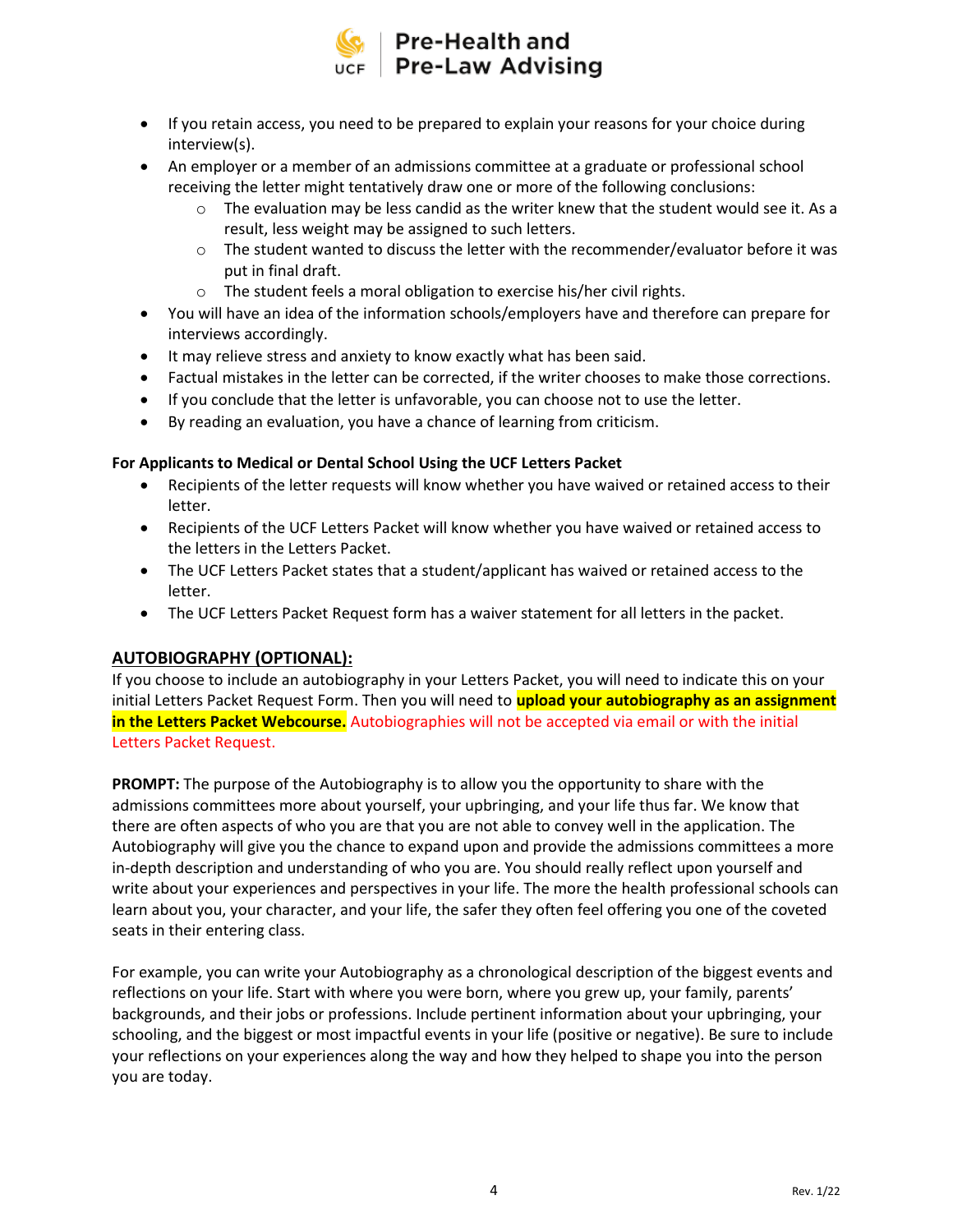- If you retain access, you need to be prepared to explain your reasons for your choice during interview(s).
- An employer or a member of an admissions committee at a graduate or professional school receiving the letter might tentatively draw one or more of the following conclusions:
  - The evaluation may be less candid as the writer knew that the student would see it. As a result, less weight may be assigned to such letters.
  - The student wanted to discuss the letter with the recommender/evaluator before it was put in final draft.
  - The student feels a moral obligation to exercise his/her civil rights.
- You will have an idea of the information schools/employers have and therefore can prepare for interviews accordingly.
- It may relieve stress and anxiety to know exactly what has been said.
- Factual mistakes in the letter can be corrected, if the writer chooses to make those corrections.
- If you conclude that the letter is unfavorable, you can choose not to use the letter.
- By reading an evaluation, you have a chance of learning from criticism.

**For Applicants to Medical or Dental School Using the UCF Letters Packet**

- Recipients of the letter requests will know whether you have waived or retained access to their letter.
- Recipients of the UCF Letters Packet will know whether you have waived or retained access to the letters in the Letters Packet.
- The UCF Letters Packet states that a student/applicant has waived or retained access to the letter.
- The UCF Letters Packet Request form has a waiver statement for all letters in the packet.

## AUTOBIOGRAPHY (OPTIONAL):

If you choose to include an autobiography in your Letters Packet, you will need to indicate this on your initial Letters Packet Request Form. Then you will need to **upload your autobiography as an assignment in the Letters Packet Webcourse.** Autobiographies will not be accepted via email or with the initial Letters Packet Request.

**PROMPT:** The purpose of the Autobiography is to allow you the opportunity to share with the admissions committees more about yourself, your upbringing, and your life thus far. We know that there are often aspects of who you are that you are not able to convey well in the application. The Autobiography will give you the chance to expand upon and provide the admissions committees a more in-depth description and understanding of who you are. You should really reflect upon yourself and write about your experiences and perspectives in your life. The more the health professional schools can learn about you, your character, and your life, the safer they often feel offering you one of the coveted seats in their entering class.

For example, you can write your Autobiography as a chronological description of the biggest events and reflections on your life. Start with where you were born, where you grew up, your family, parents' backgrounds, and their jobs or professions. Include pertinent information about your upbringing, your schooling, and the biggest or most impactful events in your life (positive or negative). Be sure to include your reflections on your experiences along the way and how they helped to shape you into the person you are today.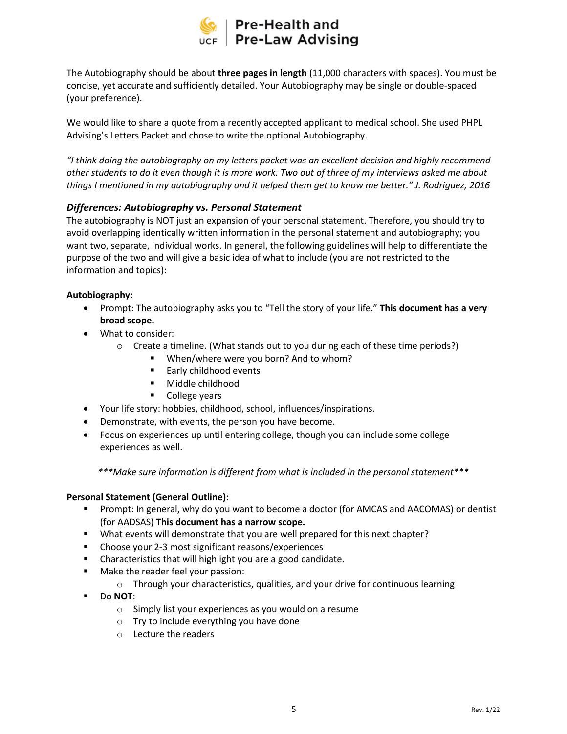The Autobiography should be about **three pages in length** (11,000 characters with spaces). You must be concise, yet accurate and sufficiently detailed. Your Autobiography may be single or double-spaced (your preference).

We would like to share a quote from a recently accepted applicant to medical school. She used PHPL Advising's Letters Packet and chose to write the optional Autobiography.

*"I think doing the autobiography on my letters packet was an excellent decision and highly recommend other students to do it even though it is more work. Two out of three of my interviews asked me about things I mentioned in my autobiography and it helped them get to know me better." J. Rodriguez, 2016*

### *Differences: Autobiography vs. Personal Statement*

The autobiography is NOT just an expansion of your personal statement. Therefore, you should try to avoid overlapping identically written information in the personal statement and autobiography; you want two, separate, individual works. In general, the following guidelines will help to differentiate the purpose of the two and will give a basic idea of what to include (you are not restricted to the information and topics):

**Autobiography:**

- Prompt: The autobiography asks you to "Tell the story of your life." **This document has a very broad scope.**
- What to consider:
  - Create a timeline. (What stands out to you during each of these time periods?)
    - When/where were you born? And to whom?
    - Early childhood events
    - Middle childhood
    - College years
- Your life story: hobbies, childhood, school, influences/inspirations.
- Demonstrate, with events, the person you have become.
- Focus on experiences up until entering college, though you can include some college experiences as well.

*\*\*\*Make sure information is different from what is included in the personal statement\*\*\**

**Personal Statement (General Outline):**

- Prompt: In general, why do you want to become a doctor (for AMCAS and AACOMAS) or dentist (for AADSAS) **This document has a narrow scope.**
- What events will demonstrate that you are well prepared for this next chapter?
- Choose your 2-3 most significant reasons/experiences
- Characteristics that will highlight you are a good candidate.
- Make the reader feel your passion:
  - Through your characteristics, qualities, and your drive for continuous learning
- Do **NOT**:
  - Simply list your experiences as you would on a resume
  - Try to include everything you have done
  - Lecture the readers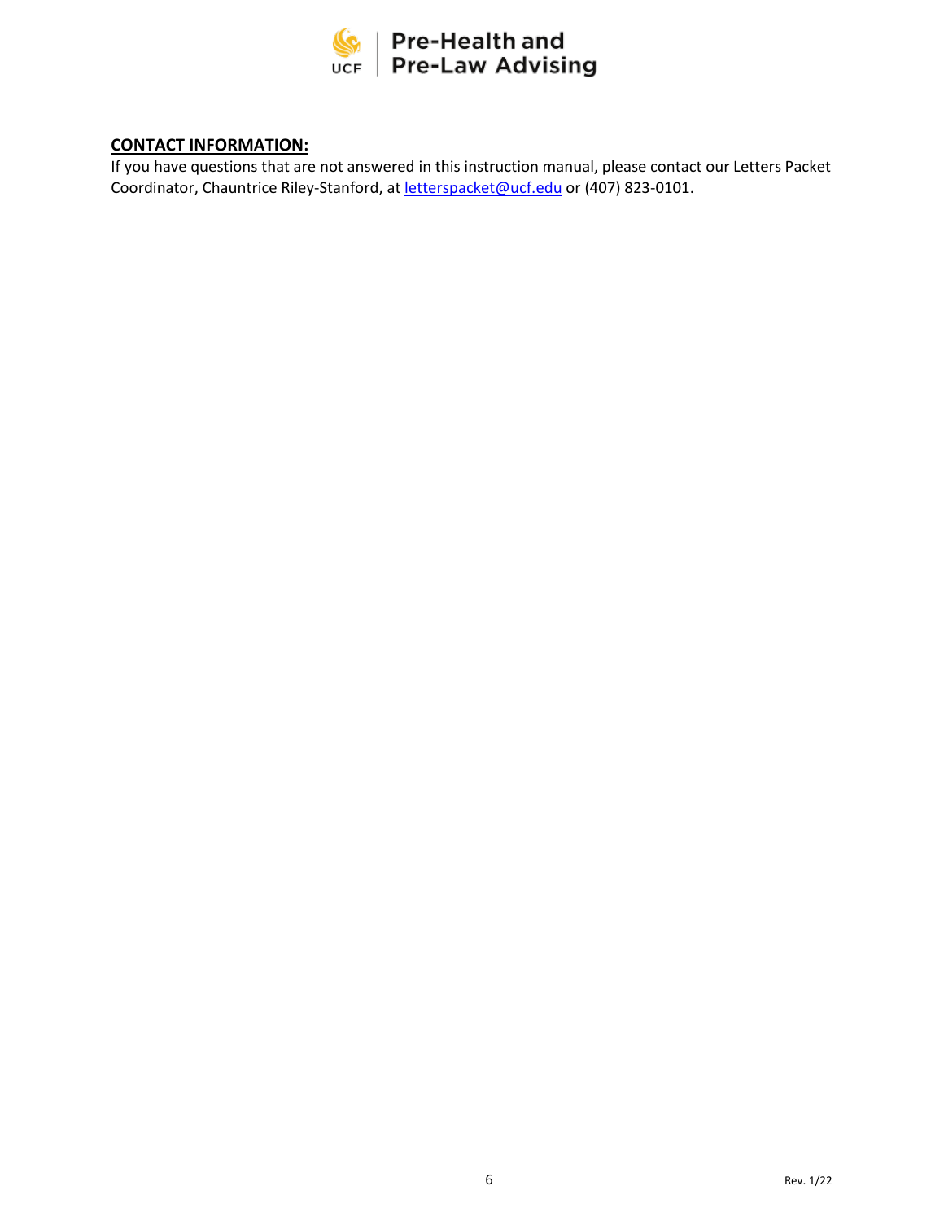**CONTACT INFORMATION:**

If you have questions that are not answered in this instruction manual, please contact our Letters Packet Coordinator, Chauntrice Riley-Stanford, at letterspacket@ucf.edu or (407) 823-0101.